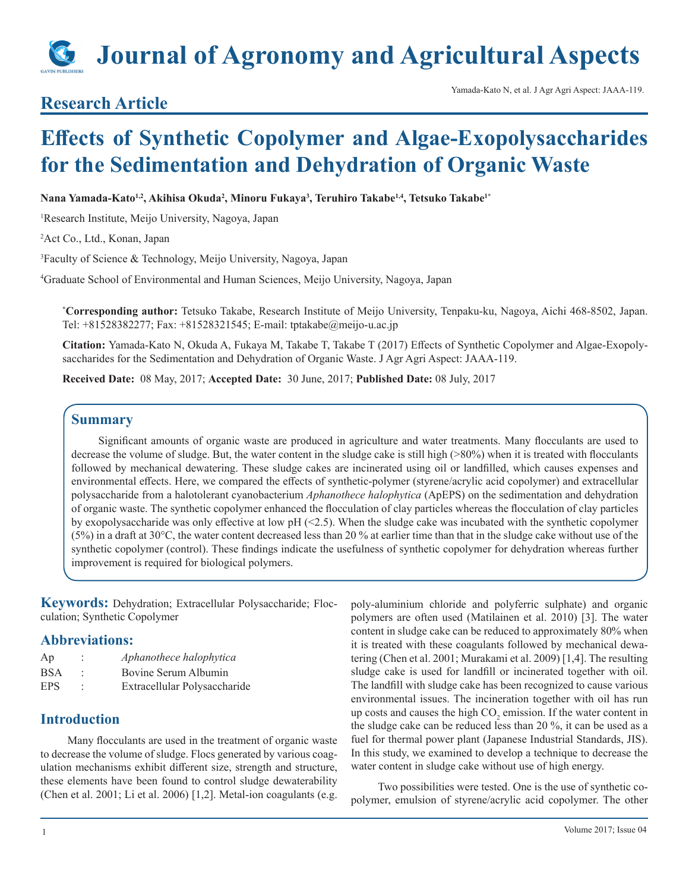# Journal of Agronomy and Agricultural Aspects

## Research Article

# Effects of Synthetic Copolymer and Algae-Exopolysaccharides for the Sedimentation and Dehydration of Organic Waste

**Nana Yamada-Kato[1,2], Akihisa Okuda[2], Minoru Fukaya[3], Teruhiro Takabe[1,4], Tetsuko Takabe[1*]**

[1]Research Institute, Meijo University, Nagoya, Japan

[2]Act Co., Ltd., Konan, Japan

[3]Faculty of Science & Technology, Meijo University, Nagoya, Japan

[4]Graduate School of Environmental and Human Sciences, Meijo University, Nagoya, Japan

[*]**Corresponding author:** Tetsuko Takabe, Research Institute of Meijo University, Tenpaku-ku, Nagoya, Aichi 468-8502, Japan. Tel: +81528382277; Fax: +81528321545; E-mail: tptakabe@meijo-u.ac.jp

**Citation:** Yamada-Kato N, Okuda A, Fukaya M, Takabe T, Takabe T (2017) Effects of Synthetic Copolymer and Algae-Exopolysaccharides for the Sedimentation and Dehydration of Organic Waste. J Agr Agri Aspect: JAAA-119.

**Received Date:** 08 May, 2017; **Accepted Date:** 30 June, 2017; **Published Date:** 08 July, 2017

## Summary

Significant amounts of organic waste are produced in agriculture and water treatments. Many flocculants are used to decrease the volume of sludge. But, the water content in the sludge cake is still high (>80%) when it is treated with flocculants followed by mechanical dewatering. These sludge cakes are incinerated using oil or landfilled, which causes expenses and environmental effects. Here, we compared the effects of synthetic-polymer (styrene/acrylic acid copolymer) and extracellular polysaccharide from a halotolerant cyanobacterium *Aphanothece halophytica* (ApEPS) on the sedimentation and dehydration of organic waste. The synthetic copolymer enhanced the flocculation of clay particles whereas the flocculation of clay particles by exopolysaccharide was only effective at low pH (<2.5). When the sludge cake was incubated with the synthetic copolymer (5%) in a draft at 30°C, the water content decreased less than 20 % at earlier time than that in the sludge cake without use of the synthetic copolymer (control). These findings indicate the usefulness of synthetic copolymer for dehydration whereas further improvement is required for biological polymers.

**Keywords:** Dehydration; Extracellular Polysaccharide; Flocculation; Synthetic Copolymer

## Abbreviations:

| | | |
|---|---|---|
| Ap | : | *Aphanothece halophytica* |
| BSA | : | Bovine Serum Albumin |
| EPS | : | Extracellular Polysaccharide |

## Introduction

Many flocculants are used in the treatment of organic waste to decrease the volume of sludge. Flocs generated by various coagulation mechanisms exhibit different size, strength and structure, these elements have been found to control sludge dewaterability (Chen et al. 2001; Li et al. 2006) [1,2]. Metal-ion coagulants (e.g. poly-aluminium chloride and polyferric sulphate) and organic polymers are often used (Matilainen et al. 2010) [3]. The water content in sludge cake can be reduced to approximately 80% when it is treated with these coagulants followed by mechanical dewatering (Chen et al. 2001; Murakami et al. 2009) [1,4]. The resulting sludge cake is used for landfill or incinerated together with oil. The landfill with sludge cake has been recognized to cause various environmental issues. The incineration together with oil has run up costs and causes the high $CO_2$ emission. If the water content in the sludge cake can be reduced less than 20 %, it can be used as a fuel for thermal power plant (Japanese Industrial Standards, JIS). In this study, we examined to develop a technique to decrease the water content in sludge cake without use of high energy.

Two possibilities were tested. One is the use of synthetic copolymer, emulsion of styrene/acrylic acid copolymer. The other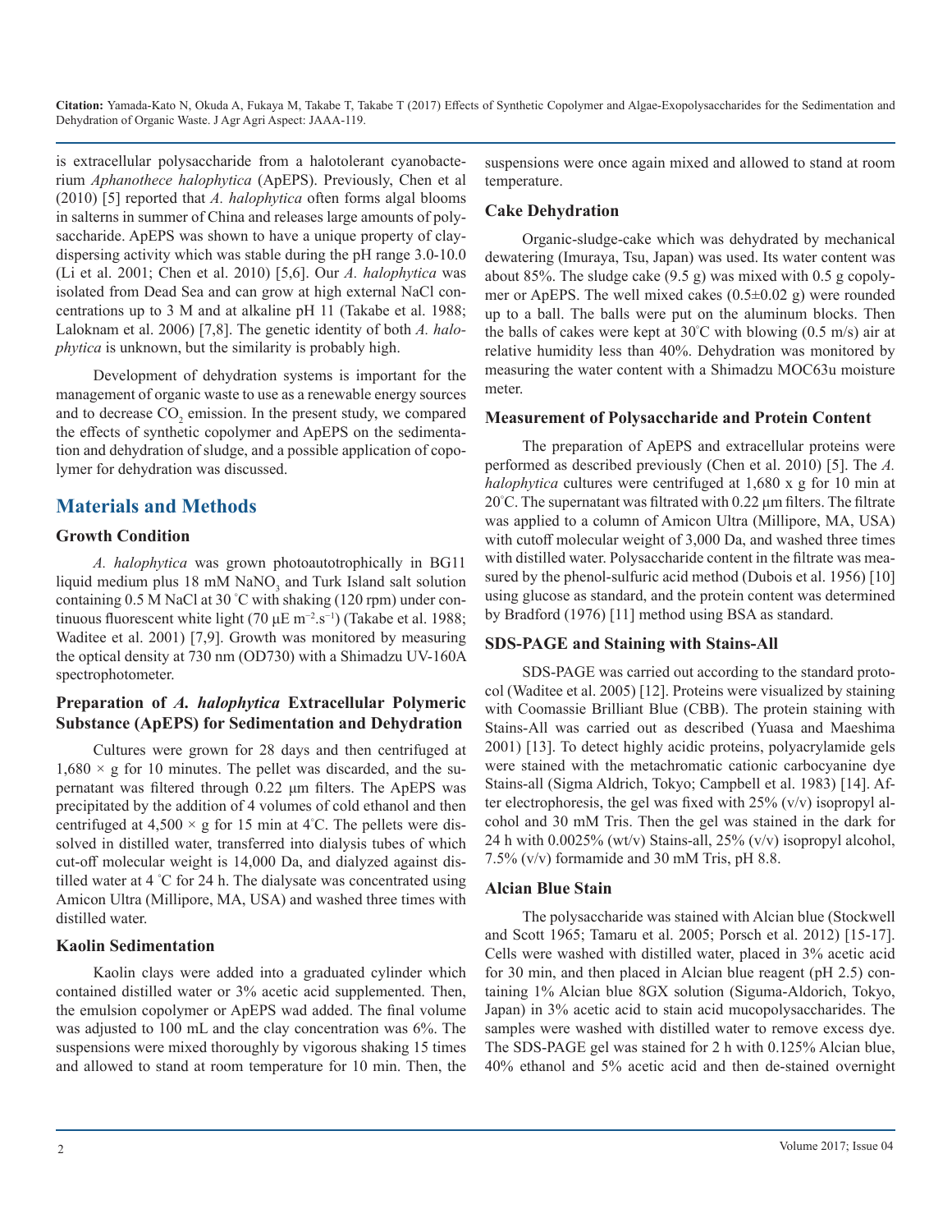is extracellular polysaccharide from a halotolerant cyanobacterium *Aphanothece halophytica* (ApEPS). Previously, Chen et al (2010) [5] reported that *A. halophytica* often forms algal blooms in salterns in summer of China and releases large amounts of polysaccharide. ApEPS was shown to have a unique property of clay-dispersing activity which was stable during the pH range 3.0-10.0 (Li et al. 2001; Chen et al. 2010) [5,6]. Our *A. halophytica* was isolated from Dead Sea and can grow at high external NaCl concentrations up to 3 M and at alkaline pH 11 (Takabe et al. 1988; Laloknam et al. 2006) [7,8]. The genetic identity of both *A. halophytica* is unknown, but the similarity is probably high.

Development of dehydration systems is important for the management of organic waste to use as a renewable energy sources and to decrease $CO_2$ emission. In the present study, we compared the effects of synthetic copolymer and ApEPS on the sedimentation and dehydration of sludge, and a possible application of copolymer for dehydration was discussed.

## Materials and Methods

### Growth Condition

*A. halophytica* was grown photoautotrophically in BG11 liquid medium plus 18 mM $NaNO_3$ and Turk Island salt solution containing 0.5 M NaCl at 30 °C with shaking (120 rpm) under continuous fluorescent white light (70 μE $m^{-2}.s^{-1}$) (Takabe et al. 1988; Waditee et al. 2001) [7,9]. Growth was monitored by measuring the optical density at 730 nm (OD730) with a Shimadzu UV-160A spectrophotometer.

### Preparation of *A. halophytica* Extracellular Polymeric Substance (ApEPS) for Sedimentation and Dehydration

Cultures were grown for 28 days and then centrifuged at 1,680 × g for 10 minutes. The pellet was discarded, and the supernatant was filtered through 0.22 μm filters. The ApEPS was precipitated by the addition of 4 volumes of cold ethanol and then centrifuged at 4,500 × g for 15 min at 4°C. The pellets were dissolved in distilled water, transferred into dialysis tubes of which cut-off molecular weight is 14,000 Da, and dialyzed against distilled water at 4 °C for 24 h. The dialysate was concentrated using Amicon Ultra (Millipore, MA, USA) and washed three times with distilled water.

### Kaolin Sedimentation

Kaolin clays were added into a graduated cylinder which contained distilled water or 3% acetic acid supplemented. Then, the emulsion copolymer or ApEPS wad added. The final volume was adjusted to 100 mL and the clay concentration was 6%. The suspensions were mixed thoroughly by vigorous shaking 15 times and allowed to stand at room temperature for 10 min. Then, the suspensions were once again mixed and allowed to stand at room temperature.

### Cake Dehydration

Organic-sludge-cake which was dehydrated by mechanical dewatering (Imuraya, Tsu, Japan) was used. Its water content was about 85%. The sludge cake (9.5 g) was mixed with 0.5 g copolymer or ApEPS. The well mixed cakes (0.5±0.02 g) were rounded up to a ball. The balls were put on the aluminum blocks. Then the balls of cakes were kept at 30°C with blowing (0.5 m/s) air at relative humidity less than 40%. Dehydration was monitored by measuring the water content with a Shimadzu MOC63u moisture meter.

### Measurement of Polysaccharide and Protein Content

The preparation of ApEPS and extracellular proteins were performed as described previously (Chen et al. 2010) [5]. The *A. halophytica* cultures were centrifuged at 1,680 x g for 10 min at 20°C. The supernatant was filtrated with 0.22 μm filters. The filtrate was applied to a column of Amicon Ultra (Millipore, MA, USA) with cutoff molecular weight of 3,000 Da, and washed three times with distilled water. Polysaccharide content in the filtrate was measured by the phenol-sulfuric acid method (Dubois et al. 1956) [10] using glucose as standard, and the protein content was determined by Bradford (1976) [11] method using BSA as standard.

### SDS-PAGE and Staining with Stains-All

SDS-PAGE was carried out according to the standard protocol (Waditee et al. 2005) [12]. Proteins were visualized by staining with Coomassie Brilliant Blue (CBB). The protein staining with Stains-All was carried out as described (Yuasa and Maeshima 2001) [13]. To detect highly acidic proteins, polyacrylamide gels were stained with the metachromatic cationic carbocyanine dye Stains-all (Sigma Aldrich, Tokyo; Campbell et al. 1983) [14]. After electrophoresis, the gel was fixed with 25% (v/v) isopropyl alcohol and 30 mM Tris. Then the gel was stained in the dark for 24 h with 0.0025% (wt/v) Stains-all, 25% (v/v) isopropyl alcohol, 7.5% (v/v) formamide and 30 mM Tris, pH 8.8.

### Alcian Blue Stain

The polysaccharide was stained with Alcian blue (Stockwell and Scott 1965; Tamaru et al. 2005; Porsch et al. 2012) [15-17]. Cells were washed with distilled water, placed in 3% acetic acid for 30 min, and then placed in Alcian blue reagent (pH 2.5) containing 1% Alcian blue 8GX solution (Siguma-Aldorich, Tokyo, Japan) in 3% acetic acid to stain acid mucopolysaccharides. The samples were washed with distilled water to remove excess dye. The SDS-PAGE gel was stained for 2 h with 0.125% Alcian blue, 40% ethanol and 5% acetic acid and then de-stained overnight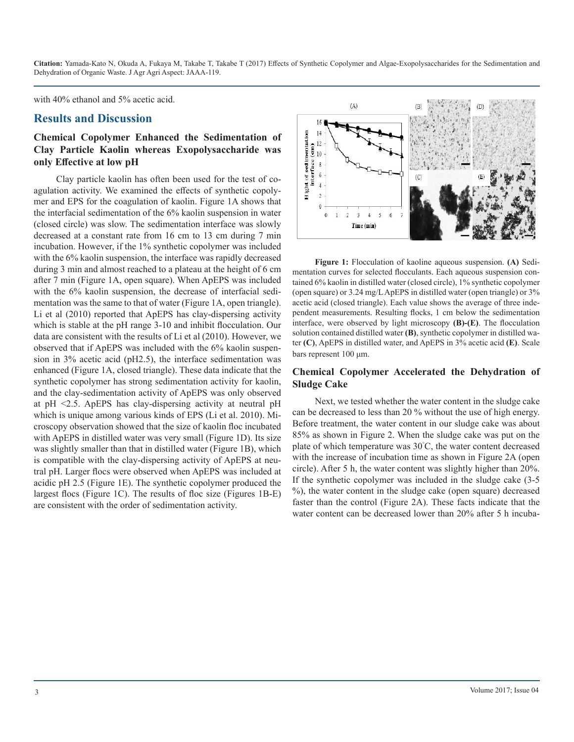with 40% ethanol and 5% acetic acid.

## Results and Discussion

### Chemical Copolymer Enhanced the Sedimentation of Clay Particle Kaolin whereas Exopolysaccharide was only Effective at low pH

Clay particle kaolin has often been used for the test of coagulation activity. We examined the effects of synthetic copolymer and EPS for the coagulation of kaolin. Figure 1A shows that the interfacial sedimentation of the 6% kaolin suspension in water (closed circle) was slow. The sedimentation interface was slowly decreased at a constant rate from 16 cm to 13 cm during 7 min incubation. However, if the 1% synthetic copolymer was included with the 6% kaolin suspension, the interface was rapidly decreased during 3 min and almost reached to a plateau at the height of 6 cm after 7 min (Figure 1A, open square). When ApEPS was included with the 6% kaolin suspension, the decrease of interfacial sedimentation was the same to that of water (Figure 1A, open triangle). Li et al (2010) reported that ApEPS has clay-dispersing activity which is stable at the pH range 3-10 and inhibit flocculation. Our data are consistent with the results of Li et al (2010). However, we observed that if ApEPS was included with the 6% kaolin suspension in 3% acetic acid (pH2.5), the interface sedimentation was enhanced (Figure 1A, closed triangle). These data indicate that the synthetic copolymer has strong sedimentation activity for kaolin, and the clay-sedimentation activity of ApEPS was only observed at pH <2.5. ApEPS has clay-dispersing activity at neutral pH which is unique among various kinds of EPS (Li et al. 2010). Microscopy observation showed that the size of kaolin floc incubated with ApEPS in distilled water was very small (Figure 1D). Its size was slightly smaller than that in distilled water (Figure 1B), which is compatible with the clay-dispersing activity of ApEPS at neutral pH. Larger flocs were observed when ApEPS was included at acidic pH 2.5 (Figure 1E). The synthetic copolymer produced the largest flocs (Figure 1C). The results of floc size (Figures 1B-E) are consistent with the order of sedimentation activity.

**Figure 1:** Flocculation of kaoline aqueous suspension. **(A)** Sedimentation curves for selected flocculants. Each aqueous suspension contained 6% kaolin in distilled water (closed circle), 1% synthetic copolymer (open square) or 3.24 mg/L ApEPS in distilled water (open triangle) or 3% acetic acid (closed triangle). Each value shows the average of three independent measurements. Resulting flocks, 1 cm below the sedimentation interface, were observed by light microscopy **(B)-(E)**. The flocculation solution contained distilled water **(B)**, synthetic copolymer in distilled water **(C)**, ApEPS in distilled water, and ApEPS in 3% acetic acid **(E)**. Scale bars represent 100 μm.

### Chemical Copolymer Accelerated the Dehydration of Sludge Cake

Next, we tested whether the water content in the sludge cake can be decreased to less than 20 % without the use of high energy. Before treatment, the water content in our sludge cake was about 85% as shown in Figure 2. When the sludge cake was put on the plate of which temperature was 30°C, the water content decreased with the increase of incubation time as shown in Figure 2A (open circle). After 5 h, the water content was slightly higher than 20%. If the synthetic copolymer was included in the sludge cake (3-5 %), the water content in the sludge cake (open square) decreased faster than the control (Figure 2A). These facts indicate that the water content can be decreased lower than 20% after 5 h incuba-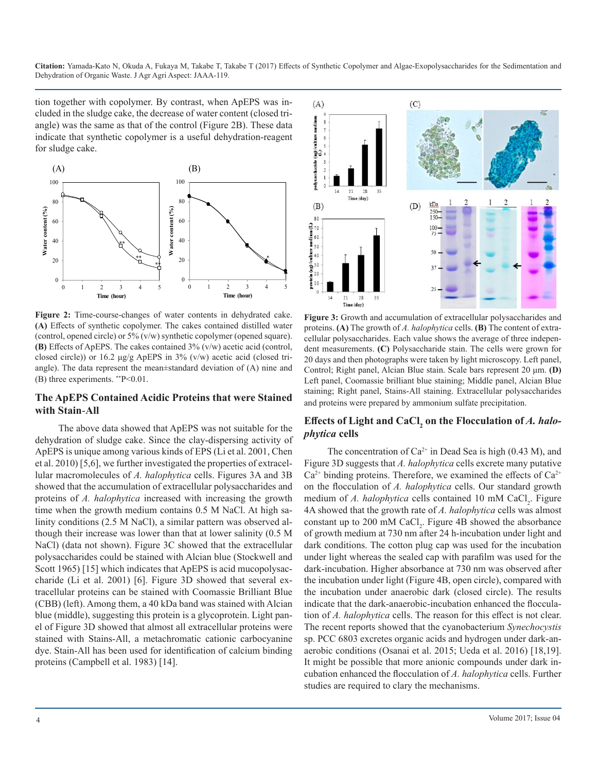tion together with copolymer. By contrast, when ApEPS was included in the sludge cake, the decrease of water content (closed triangle) was the same as that of the control (Figure 2B). These data indicate that synthetic copolymer is a useful dehydration-reagent for sludge cake.

**Figure 2:** Time-course-changes of water contents in dehydrated cake. **(A)** Effects of synthetic copolymer. The cakes contained distilled water (control, opened circle) or 5% (v/w) synthetic copolymer (opened square). **(B)** Effects of ApEPS. The cakes contained 3% (v/w) acetic acid (control, closed circle)) or 16.2 µg/g ApEPS in 3% (v/w) acetic acid (closed triangle). The data represent the mean±standard deviation of (A) nine and (B) three experiments. **P<0.01.

## The ApEPS Contained Acidic Proteins that were Stained with Stain-All

The above data showed that ApEPS was not suitable for the dehydration of sludge cake. Since the clay-dispersing activity of ApEPS is unique among various kinds of EPS (Li et al. 2001, Chen et al. 2010) [5,6], we further investigated the properties of extracellular macromolecules of *A. halophytica* cells. Figures 3A and 3B showed that the accumulation of extracellular polysaccharides and proteins of *A. halophytica* increased with increasing the growth time when the growth medium contains 0.5 M NaCl. At high salinity conditions (2.5 M NaCl), a similar pattern was observed although their increase was lower than that at lower salinity (0.5 M NaCl) (data not shown). Figure 3C showed that the extracellular polysaccharides could be stained with Alcian blue (Stockwell and Scott 1965) [15] which indicates that ApEPS is acid mucopolysaccharide (Li et al. 2001) [6]. Figure 3D showed that several extracellular proteins can be stained with Coomassie Brilliant Blue (CBB) (left). Among them, a 40 kDa band was stained with Alcian blue (middle), suggesting this protein is a glycoprotein. Light panel of Figure 3D showed that almost all extracellular proteins were stained with Stains-All, a metachromatic cationic carbocyanine dye. Stain-All has been used for identification of calcium binding proteins (Campbell et al. 1983) [14].

**Figure 3:** Growth and accumulation of extracellular polysaccharides and proteins. **(A)** The growth of *A. halophytica* cells. **(B)** The content of extracellular polysaccharides. Each value shows the average of three independent measurements. **(C)** Polysaccharide stain. The cells were grown for 20 days and then photographs were taken by light microscopy. Left panel, Control; Right panel, Alcian Blue stain. Scale bars represent 20 µm. **(D)** Left panel, Coomassie brilliant blue staining; Middle panel, Alcian Blue staining; Right panel, Stains-All staining. Extracellular polysaccharides and proteins were prepared by ammonium sulfate precipitation.

## Effects of Light and $CaCl_2$ on the Flocculation of *A. halophytica* cells

The concentration of $Ca^{2+}$ in Dead Sea is high (0.43 M), and Figure 3D suggests that *A. halophytica* cells excrete many putative $Ca^{2+}$ binding proteins. Therefore, we examined the effects of $Ca^{2+}$ on the flocculation of *A. halophytica* cells. Our standard growth medium of *A. halophytica* cells contained 10 mM $CaCl_2$. Figure 4A showed that the growth rate of *A. halophytica* cells was almost constant up to 200 mM $CaCl_2$. Figure 4B showed the absorbance of growth medium at 730 nm after 24 h-incubation under light and dark conditions. The cotton plug cap was used for the incubation under light whereas the sealed cap with parafilm was used for the dark-incubation. Higher absorbance at 730 nm was observed after the incubation under light (Figure 4B, open circle), compared with the incubation under anaerobic dark (closed circle). The results indicate that the dark-anaerobic-incubation enhanced the flocculation of *A. halophytica* cells. The reason for this effect is not clear. The recent reports showed that the cyanobacterium *Synechocystis* sp. PCC 6803 excretes organic acids and hydrogen under dark-anaerobic conditions (Osanai et al. 2015; Ueda et al. 2016) [18,19]. It might be possible that more anionic compounds under dark incubation enhanced the flocculation of *A. halophytica* cells. Further studies are required to clary the mechanisms.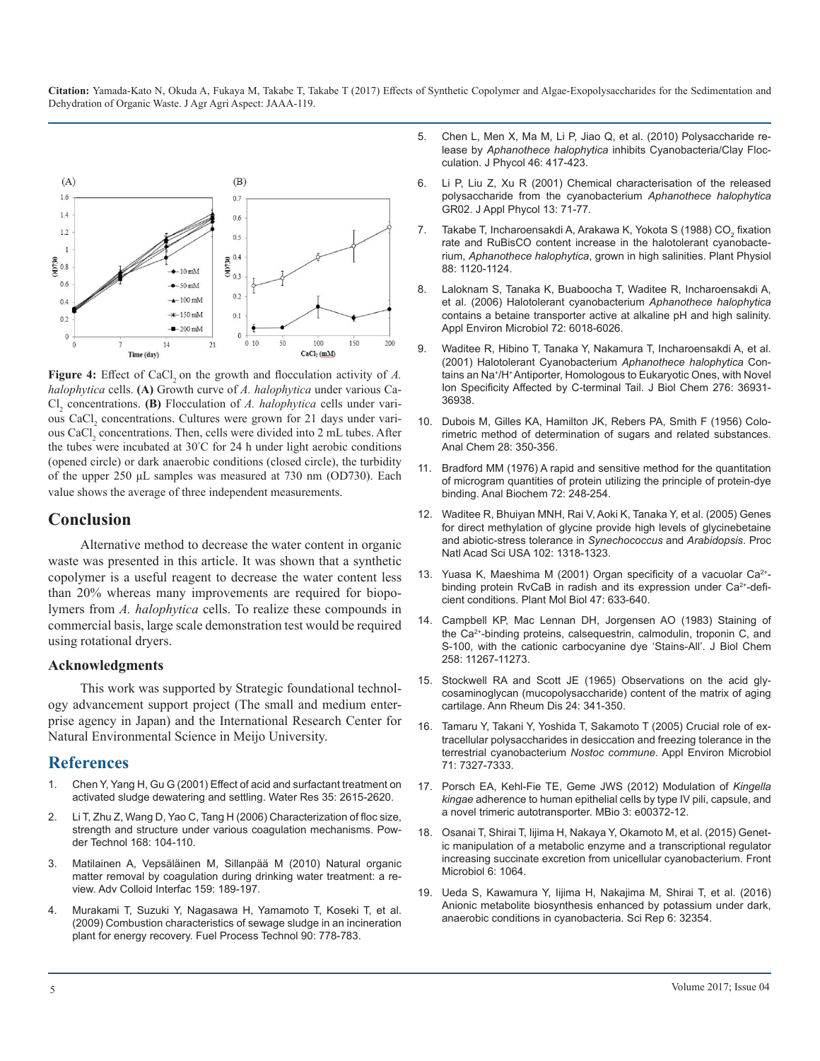(A)

1.6
1.4
1.2
1
0.8
0.6
0.4
0.2
0

OD730

0 7 14 21

Time (day)

10 mM
50 mM
100 mM
150 mM
200 mM

(B)

0.7
0.6
0.5
0.4
0.3
0.2
0.1
0

OD730

0 10 50 100 150 200

$CaCl_2$ (mM)

**Figure 4:** Effect of $CaCl_2$ on the growth and flocculation activity of *A. halophytica* cells. **(A)** Growth curve of *A. halophytica* under various $CaCl_2$ concentrations. **(B)** Flocculation of *A. halophytica* cells under various $CaCl_2$ concentrations. Cultures were grown for 21 days under various $CaCl_2$ concentrations. Then, cells were divided into 2 mL tubes. After the tubes were incubated at 30°C for 24 h under light aerobic conditions (opened circle) or dark anaerobic conditions (closed circle), the turbidity of the upper 250 µL samples was measured at 730 nm (OD730). Each value shows the average of three independent measurements.

## Conclusion

Alternative method to decrease the water content in organic waste was presented in this article. It was shown that a synthetic copolymer is a useful reagent to decrease the water content less than 20% whereas many improvements are required for biopolymers from *A. halophytica* cells. To realize these compounds in commercial basis, large scale demonstration test would be required using rotational dryers.

### Acknowledgments

This work was supported by Strategic foundational technology advancement support project (The small and medium enterprise agency in Japan) and the International Research Center for Natural Environmental Science in Meijo University.

## References

1. Chen Y, Yang H, Gu G (2001) Effect of acid and surfactant treatment on activated sludge dewatering and settling. Water Res 35: 2615-2620.
2. Li T, Zhu Z, Wang D, Yao C, Tang H (2006) Characterization of floc size, strength and structure under various coagulation mechanisms. Powder Technol 168: 104-110.
3. Matilainen A, Vepsäläinen M, Sillanpää M (2010) Natural organic matter removal by coagulation during drinking water treatment: a review. Adv Colloid Interfac 159: 189-197.
4. Murakami T, Suzuki Y, Nagasawa H, Yamamoto T, Koseki T, et al. (2009) Combustion characteristics of sewage sludge in an incineration plant for energy recovery. Fuel Process Technol 90: 778-783.
5. Chen L, Men X, Ma M, Li P, Jiao Q, et al. (2010) Polysaccharide release by *Aphanothece halophytica* inhibits Cyanobacteria/Clay Flocculation. J Phycol 46: 417-423.
6. Li P, Liu Z, Xu R (2001) Chemical characterisation of the released polysaccharide from the cyanobacterium *Aphanothece halophytica* GR02. J Appl Phycol 13: 71-77.
7. Takabe T, Incharoensakdi A, Arakawa K, Yokota S (1988) $CO_2$ fixation rate and RuBisCO content increase in the halotolerant cyanobacterium, *Aphanothece halophytica*, grown in high salinities. Plant Physiol 88: 1120-1124.
8. Laloknam S, Tanaka K, Buaboocha T, Waditee R, Incharoensakdi A, et al. (2006) Halotolerant cyanobacterium *Aphanothece halophytica* contains a betaine transporter active at alkaline pH and high salinity. Appl Environ Microbiol 72: 6018-6026.
9. Waditee R, Hibino T, Tanaka Y, Nakamura T, Incharoensakdi A, et al. (2001) Halotolerant Cyanobacterium *Aphanothece halophytica* Contains an $Na^+/H^+$ Antiporter, Homologous to Eukaryotic Ones, with Novel Ion Specificity Affected by C-terminal Tail. J Biol Chem 276: 36931-36938.
10. Dubois M, Gilles KA, Hamilton JK, Rebers PA, Smith F (1956) Colorimetric method of determination of sugars and related substances. Anal Chem 28: 350-356.
11. Bradford MM (1976) A rapid and sensitive method for the quantitation of microgram quantities of protein utilizing the principle of protein-dye binding. Anal Biochem 72: 248-254.
12. Waditee R, Bhuiyan MNH, Rai V, Aoki K, Tanaka Y, et al. (2005) Genes for direct methylation of glycine provide high levels of glycinebetaine and abiotic-stress tolerance in *Synechococcus* and *Arabidopsis*. Proc Natl Acad Sci USA 102: 1318-1323.
13. Yuasa K, Maeshima M (2001) Organ specificity of a vacuolar $Ca^{2+}$-binding protein RvCaB in radish and its expression under $Ca^{2+}$-deficient conditions. Plant Mol Biol 47: 633-640.
14. Campbell KP, Mac Lennan DH, Jorgensen AO (1983) Staining of the $Ca^{2+}$-binding proteins, calsequestrin, calmodulin, troponin C, and S-100, with the cationic carbocyanine dye 'Stains-All'. J Biol Chem 258: 11267-11273.
15. Stockwell RA and Scott JE (1965) Observations on the acid glycosaminoglycan (mucopolysaccharide) content of the matrix of aging cartilage. Ann Rheum Dis 24: 341-350.
16. Tamaru Y, Takani Y, Yoshida T, Sakamoto T (2005) Crucial role of extracellular polysaccharides in desiccation and freezing tolerance in the terrestrial cyanobacterium *Nostoc commune*. Appl Environ Microbiol 71: 7327-7333.
17. Porsch EA, Kehl-Fie TE, Geme JWS (2012) Modulation of *Kingella kingae* adherence to human epithelial cells by type IV pili, capsule, and a novel trimeric autotransporter. MBio 3: e00372-12.
18. Osanai T, Shirai T, Iijima H, Nakaya Y, Okamoto M, et al. (2015) Genetic manipulation of a metabolic enzyme and a transcriptional regulator increasing succinate excretion from unicellular cyanobacterium. Front Microbiol 6: 1064.
19. Ueda S, Kawamura Y, Iijima H, Nakajima M, Shirai T, et al. (2016) Anionic metabolite biosynthesis enhanced by potassium under dark, anaerobic conditions in cyanobacteria. Sci Rep 6: 32354.